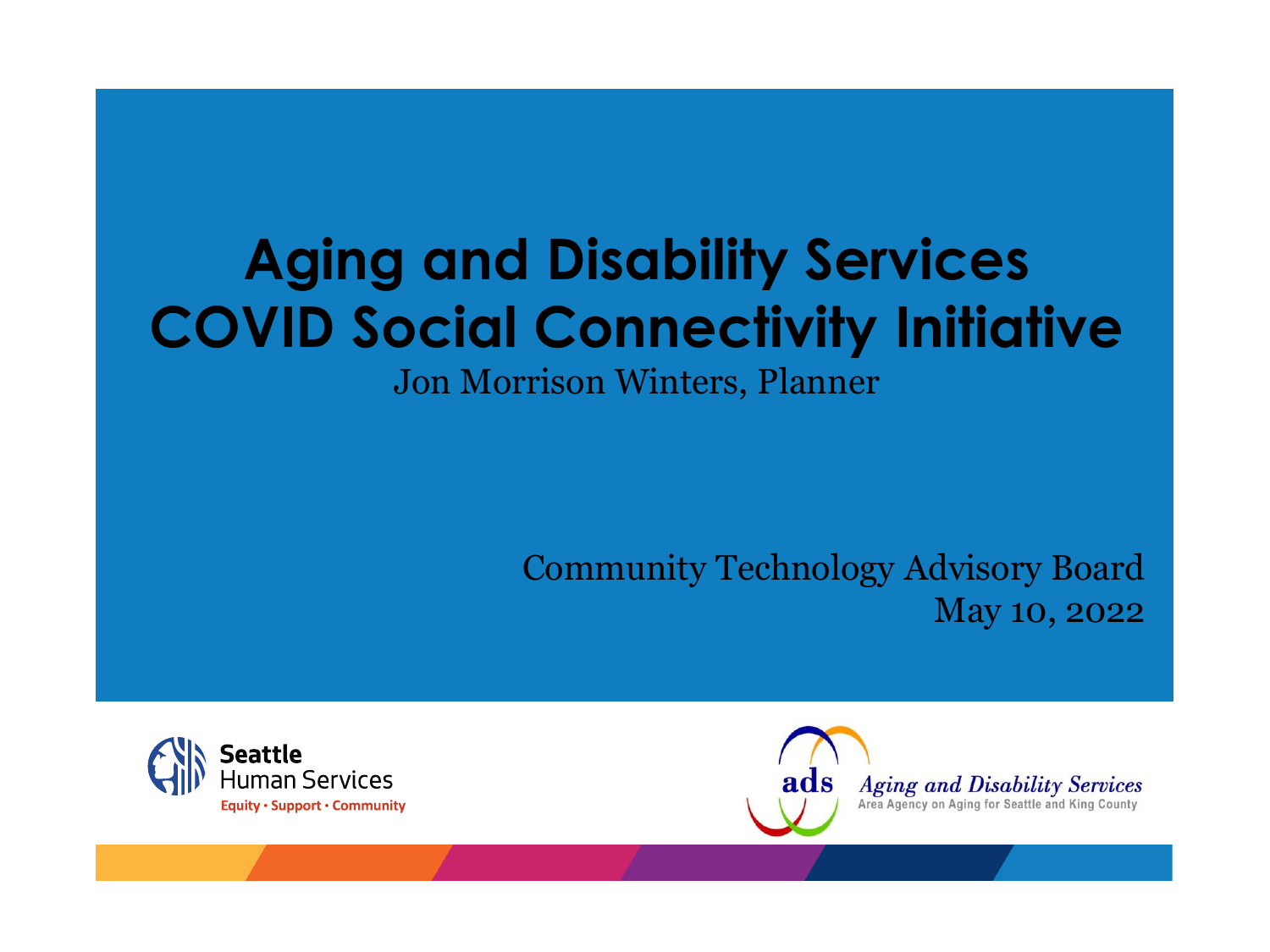# Aging and Disability Services COVID Social Connectivity Initiative

Jon Morrison Winters, Planner

Community Technology Advisory Board
May 10, 2022

Seattle Human Services
Equity • Support • Community

ads *Aging and Disability Services*
Area Agency on Aging for Seattle and King County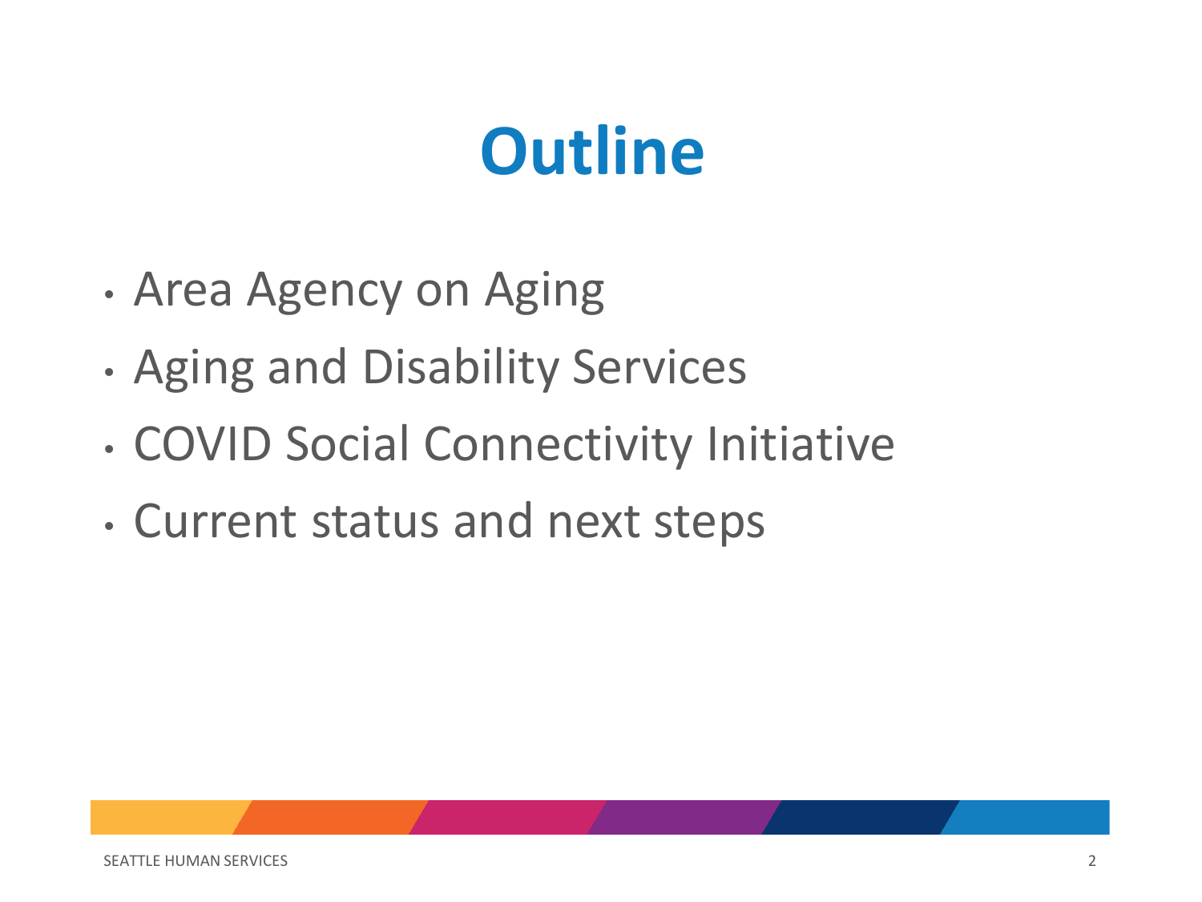# Outline

- Area Agency on Aging
- Aging and Disability Services
- COVID Social Connectivity Initiative
- Current status and next steps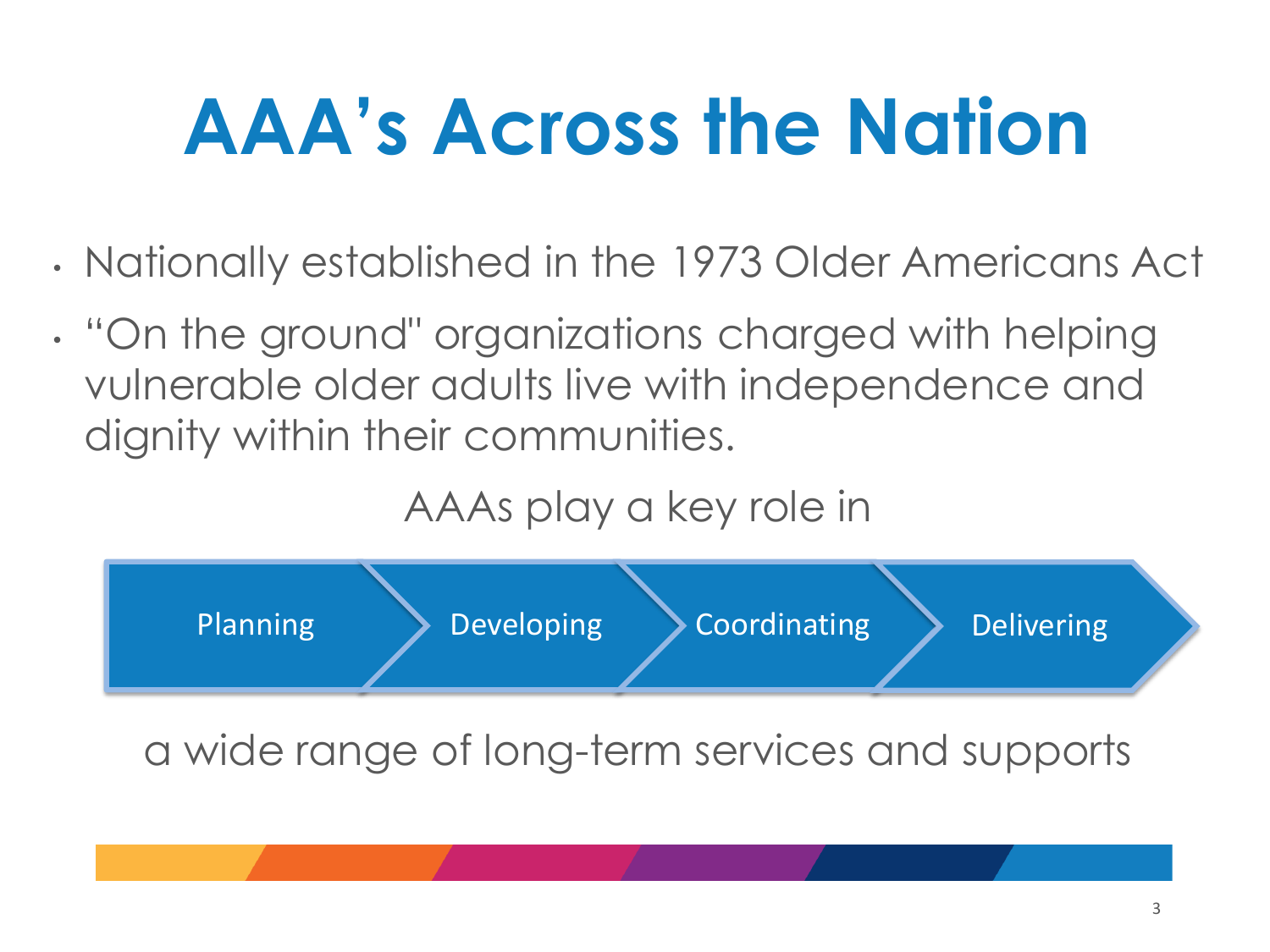# AAA's Across the Nation

- Nationally established in the 1973 Older Americans Act
- "On the ground" organizations charged with helping vulnerable older adults live with independence and dignity within their communities.

AAAs play a key role in

Planning → Developing → Coordinating → Delivering

a wide range of long-term services and supports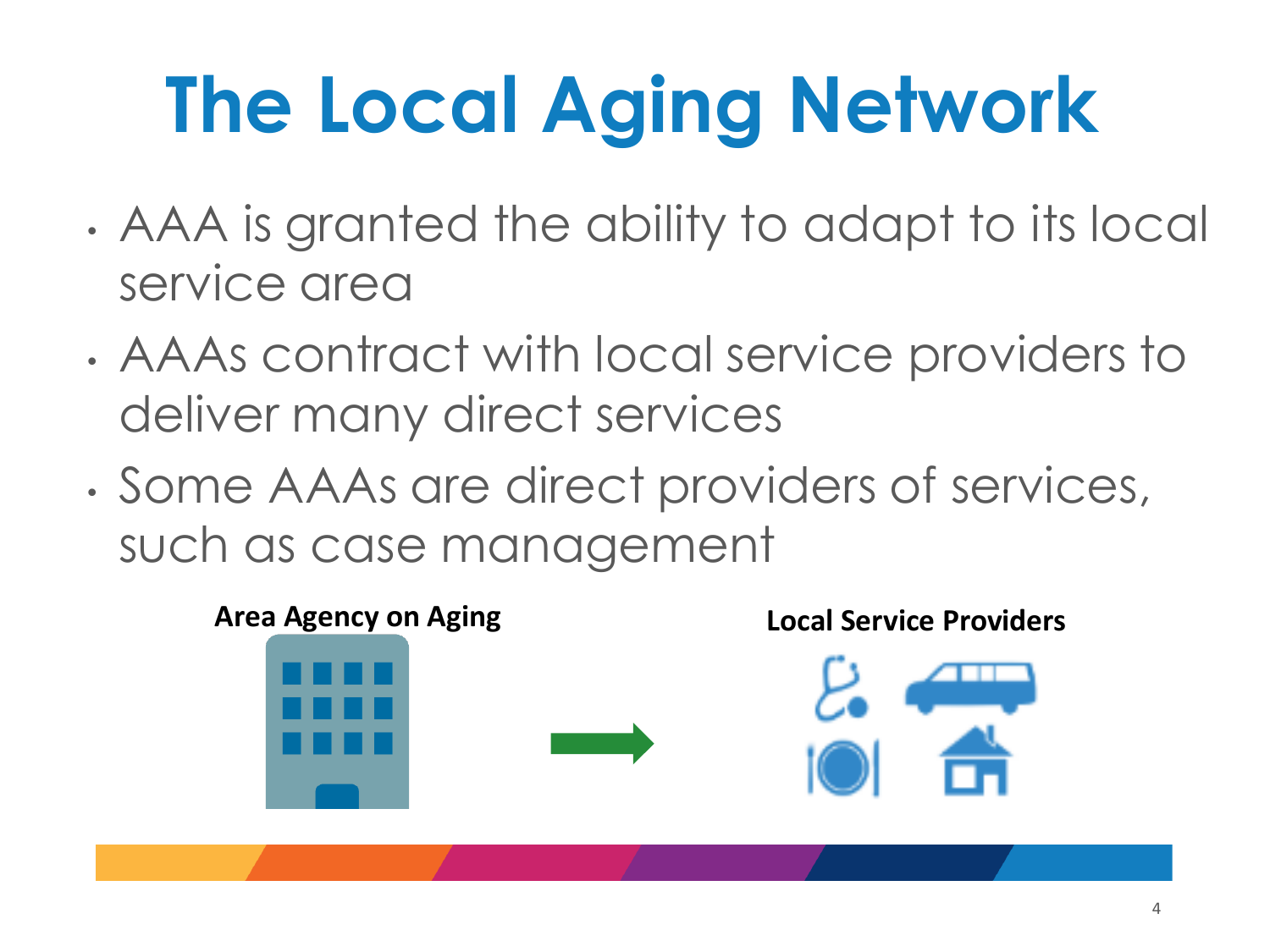# The Local Aging Network

- AAA is granted the ability to adapt to its local service area
- AAAs contract with local service providers to deliver many direct services
- Some AAAs are direct providers of services, such as case management

**Area Agency on Aging**

**Local Service Providers**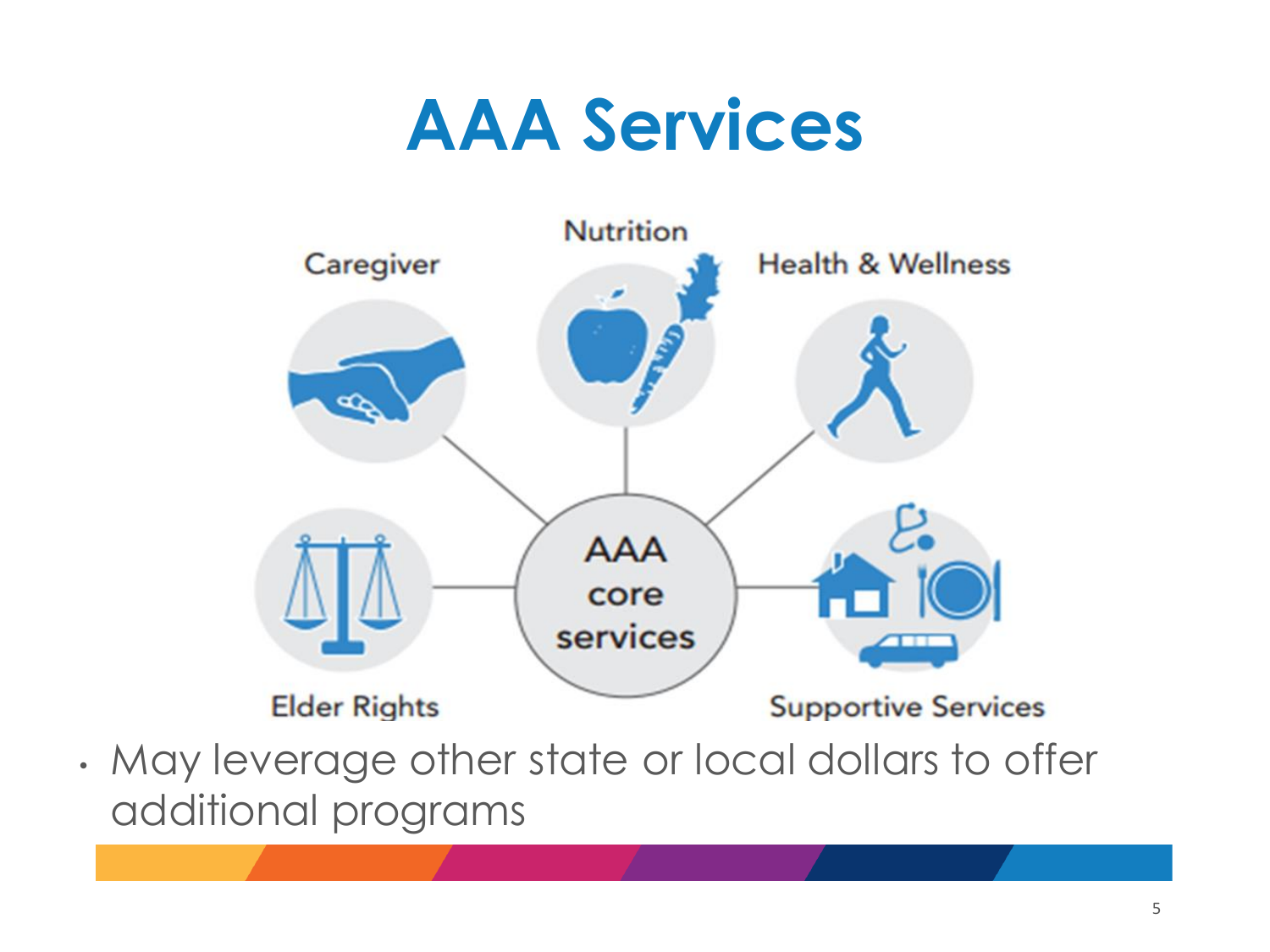# AAA Services

- AAA core services
  - Caregiver
  - Nutrition
  - Health & Wellness
  - Elder Rights
  - Supportive Services

- May leverage other state or local dollars to offer additional programs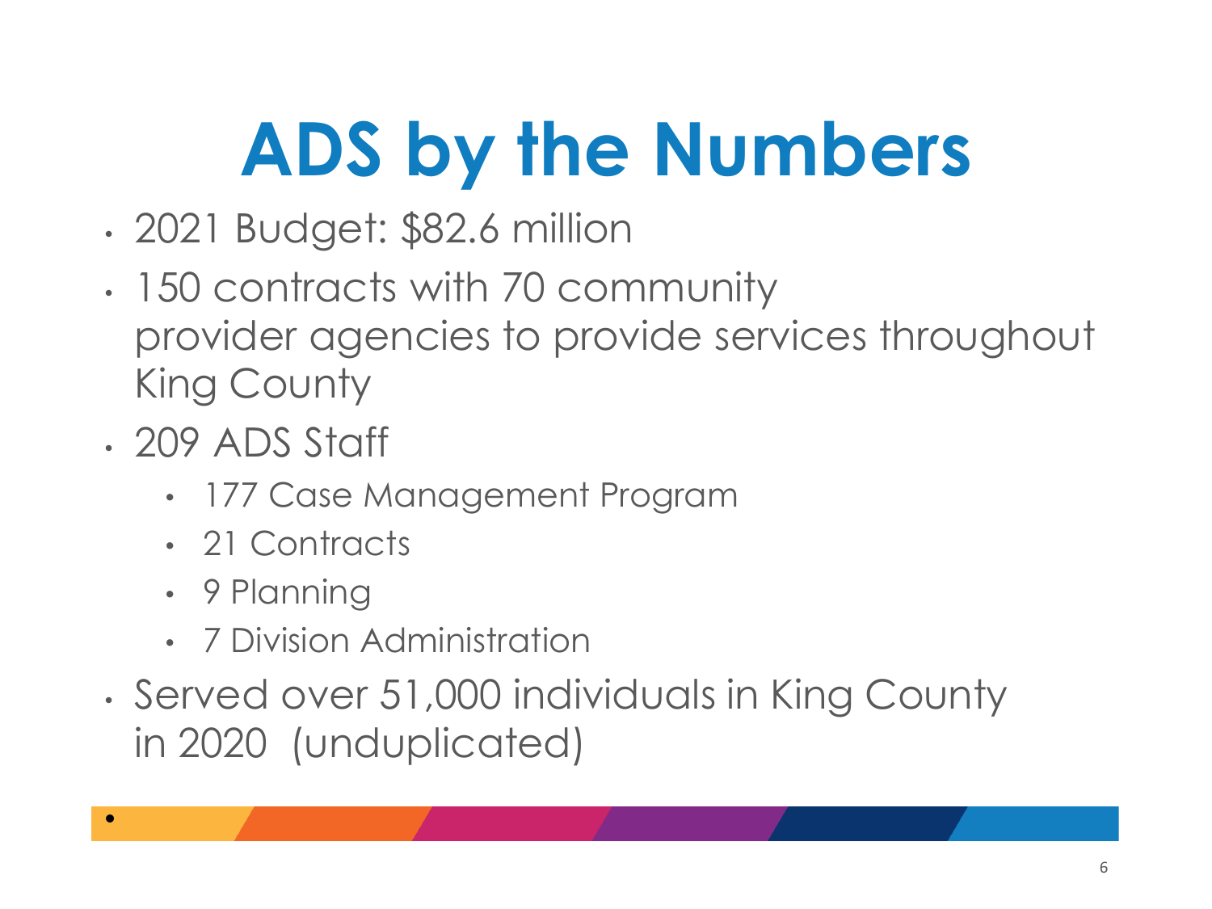# ADS by the Numbers

- 2021 Budget: $82.6 million
- 150 contracts with 70 community provider agencies to provide services throughout King County
- 209 ADS Staff
  - 177 Case Management Program
  - 21 Contracts
  - 9 Planning
  - 7 Division Administration
- Served over 51,000 individuals in King County in 2020 (unduplicated)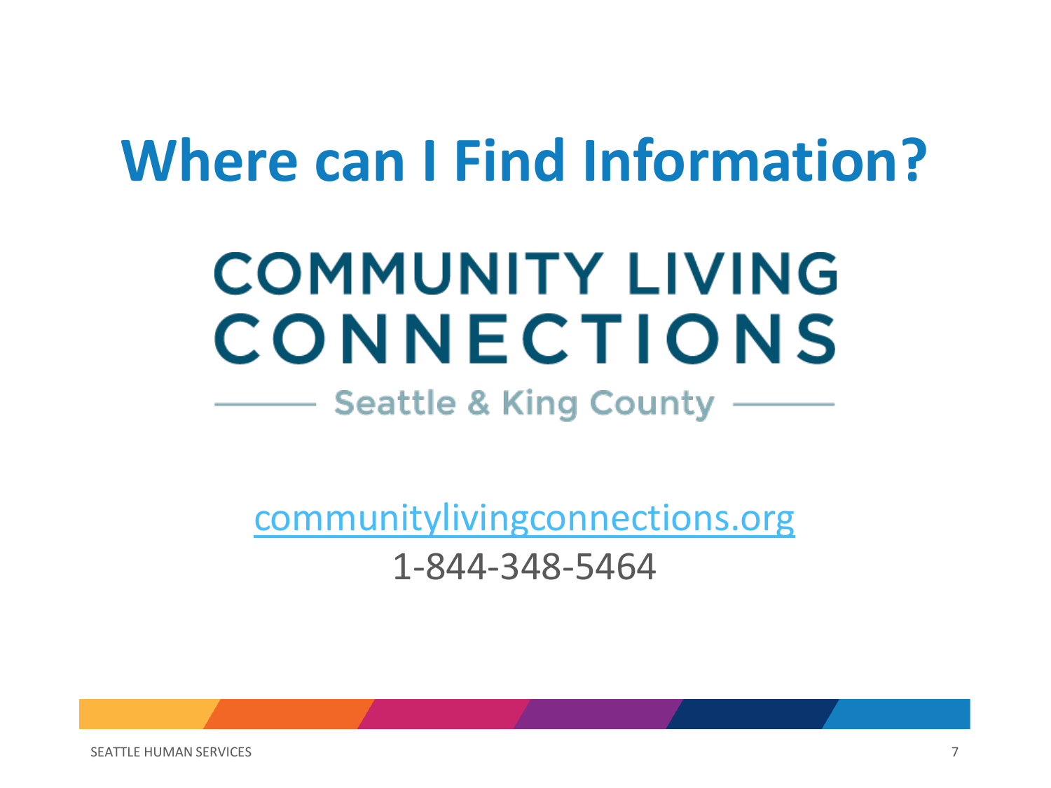# Where can I Find Information?

COMMUNITY LIVING CONNECTIONS

Seattle & King County

[communitylivingconnections.org](http://communitylivingconnections.org)

1-844-348-5464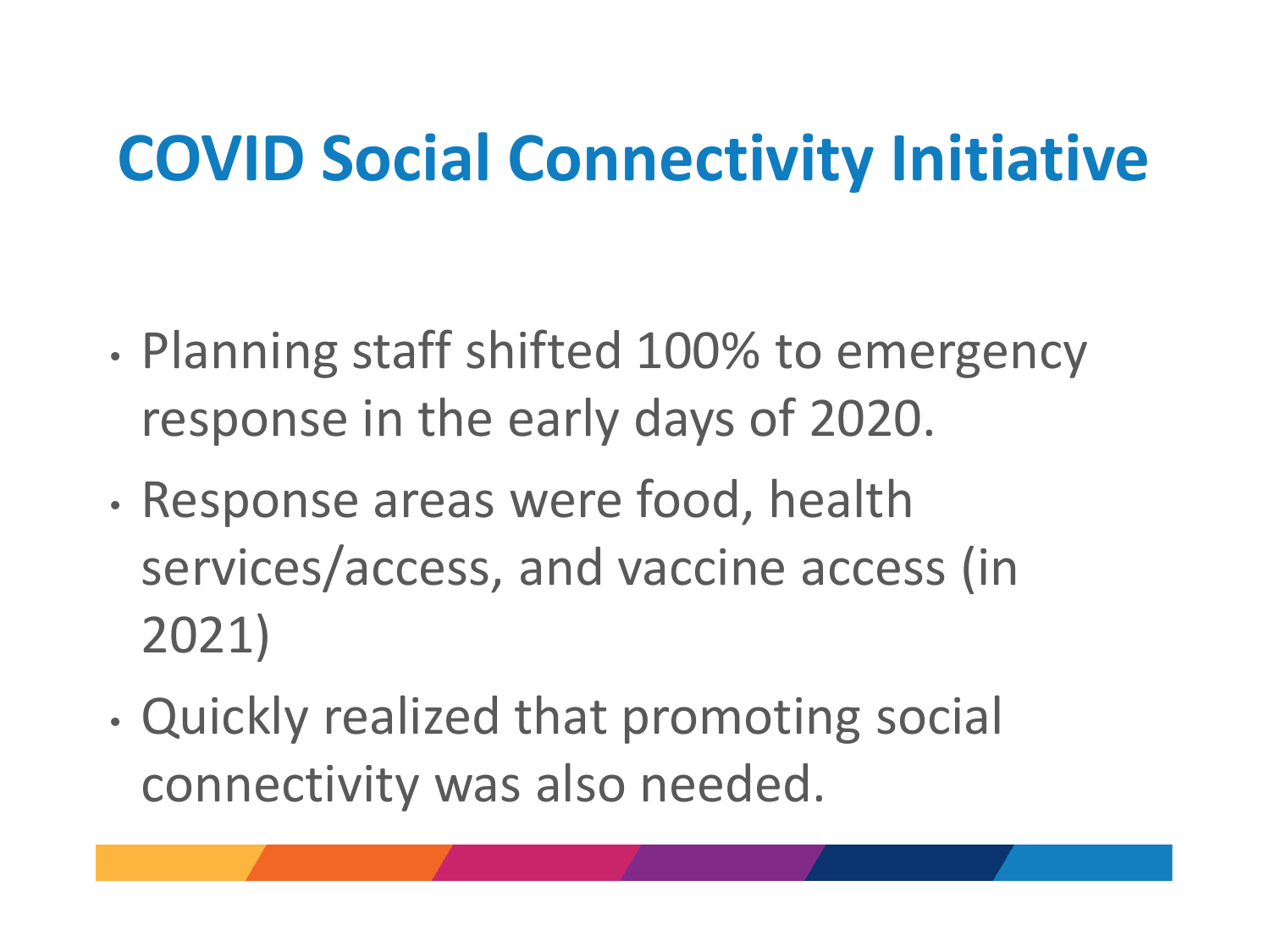# COVID Social Connectivity Initiative

- Planning staff shifted 100% to emergency response in the early days of 2020.
- Response areas were food, health services/access, and vaccine access (in 2021)
- Quickly realized that promoting social connectivity was also needed.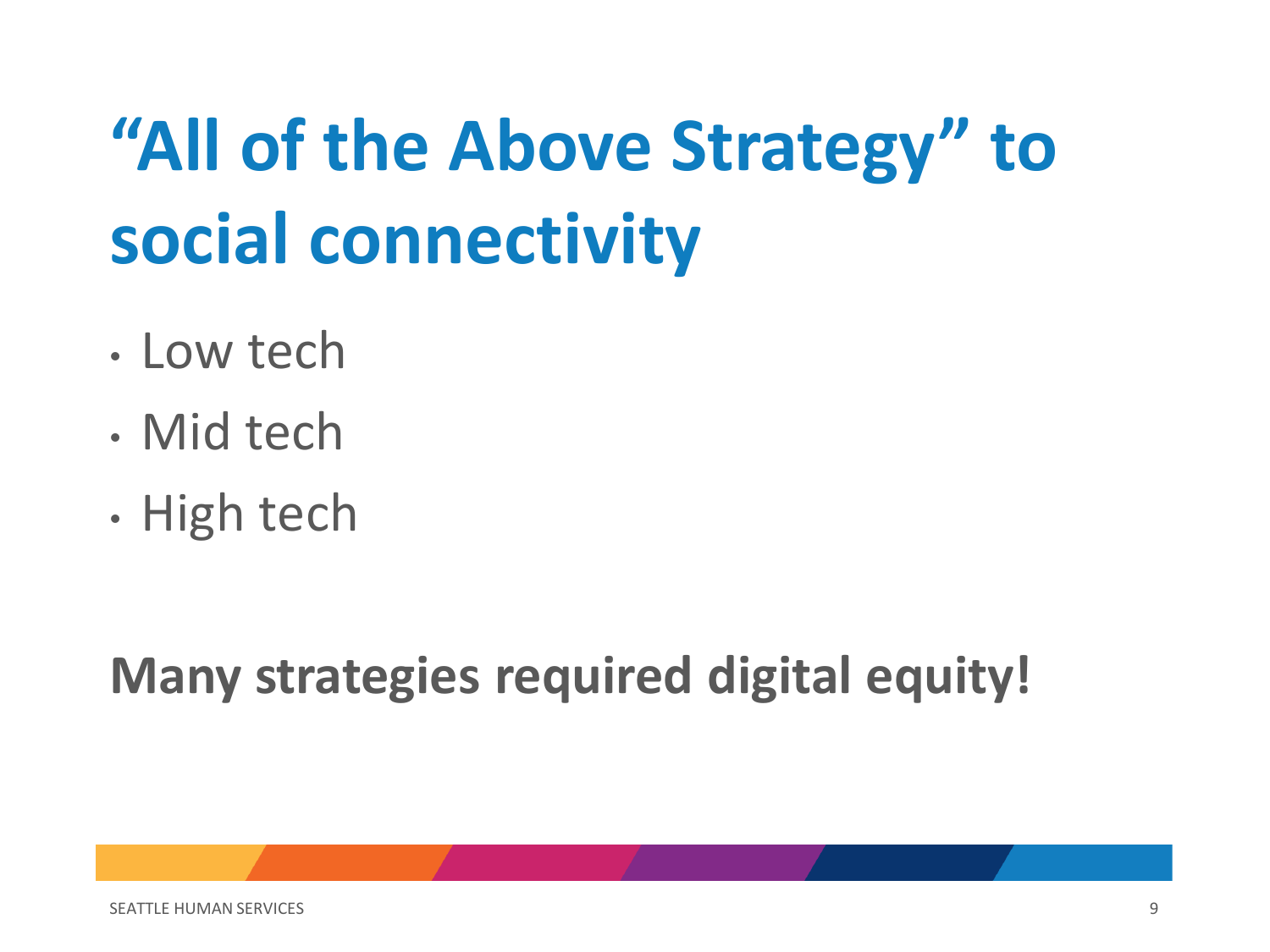# "All of the Above Strategy" to social connectivity

- Low tech
- Mid tech
- High tech

**Many strategies required digital equity!**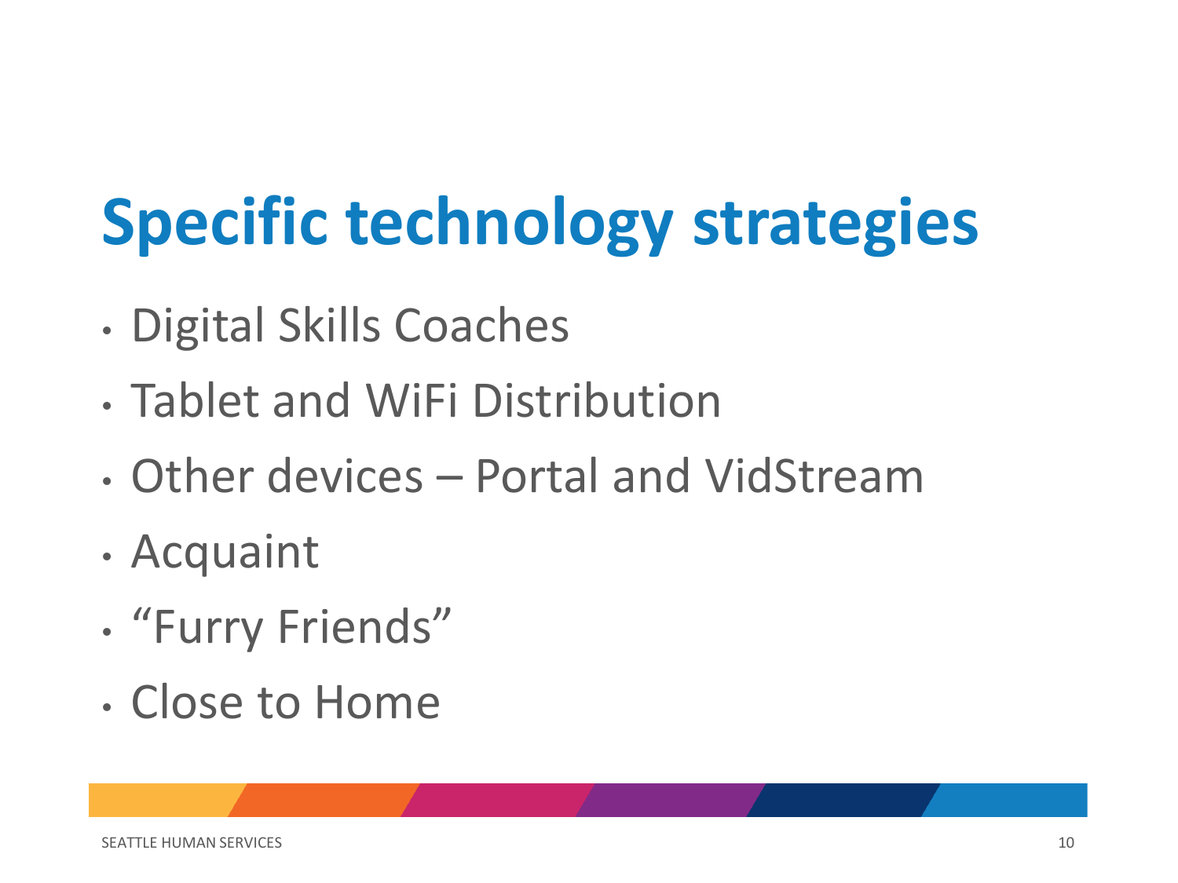# Specific technology strategies

- Digital Skills Coaches
- Tablet and WiFi Distribution
- Other devices – Portal and VidStream
- Acquaint
- “Furry Friends”
- Close to Home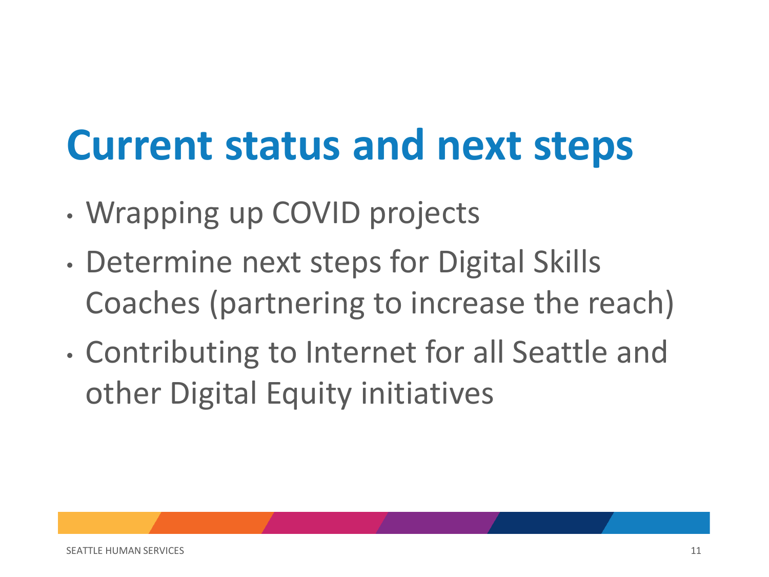# Current status and next steps

- Wrapping up COVID projects
- Determine next steps for Digital Skills Coaches (partnering to increase the reach)
- Contributing to Internet for all Seattle and other Digital Equity initiatives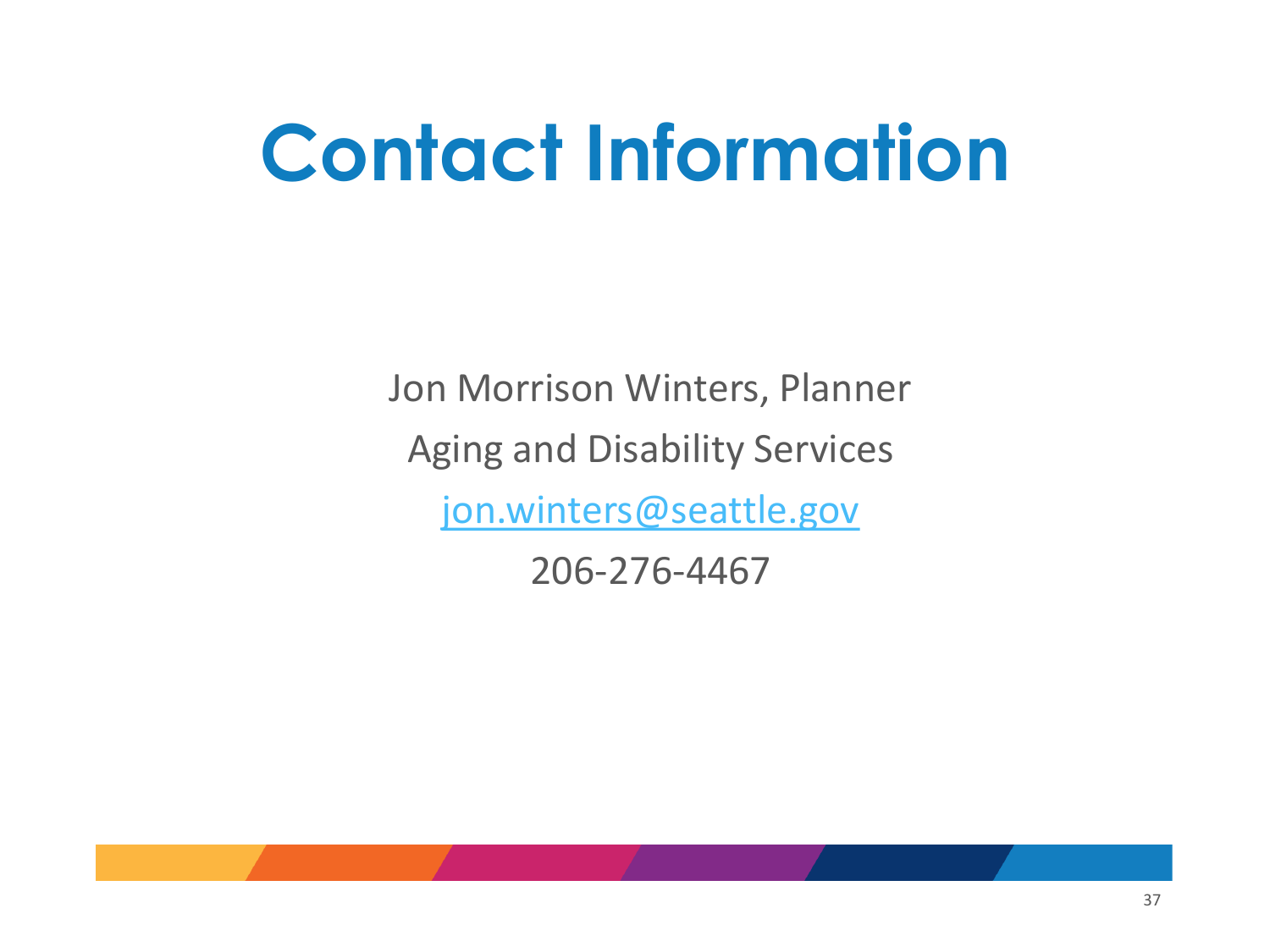# Contact Information

Jon Morrison Winters, Planner

Aging and Disability Services

[jon.winters@seattle.gov](mailto:jon.winters@seattle.gov)

206-276-4467